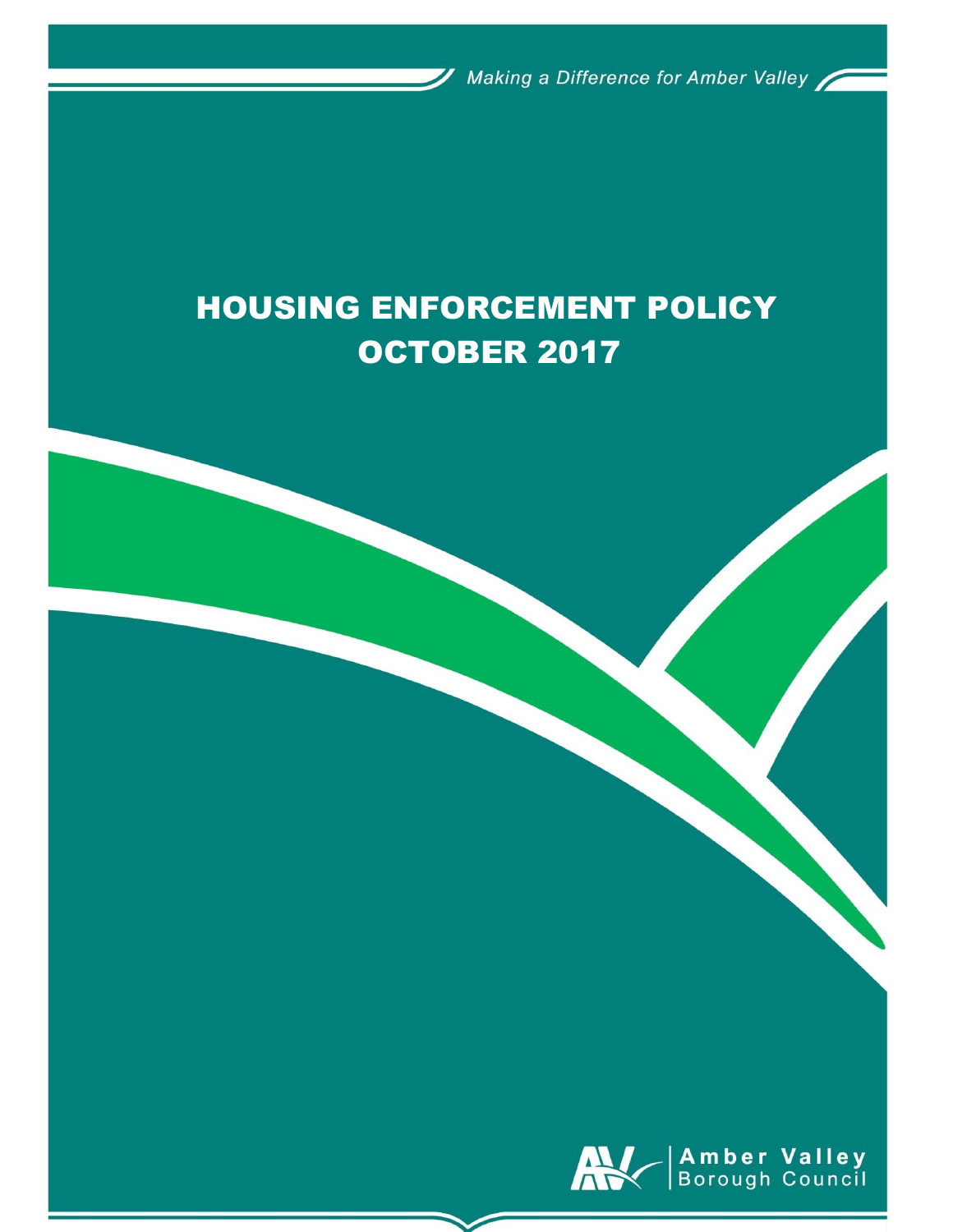*Making a Difference for Amber Valley*

# HOUSING ENFORCEMENT POLICY OCTOBER 2017

Amber Valley Borough Council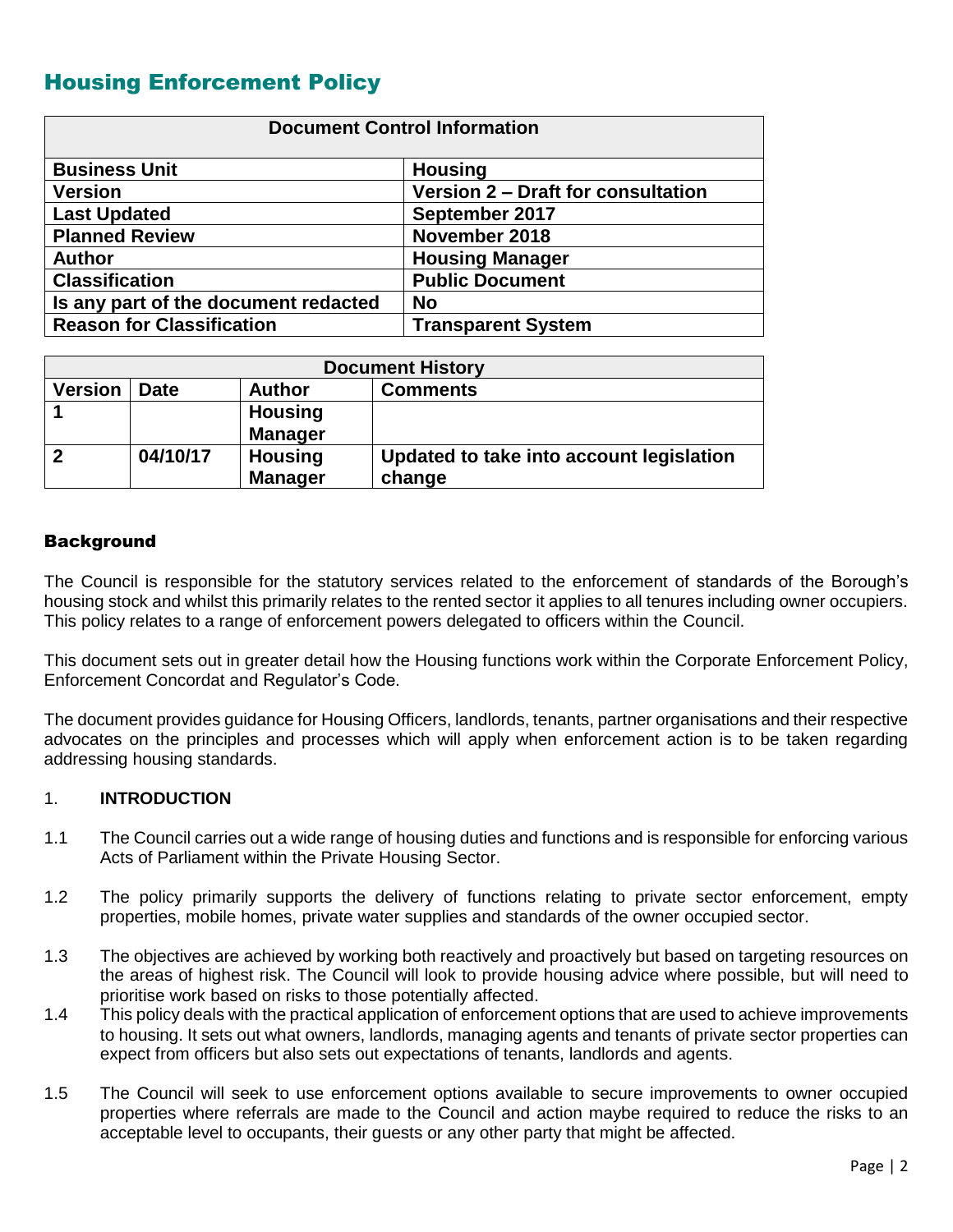# Housing Enforcement Policy

| Document Control Information | |
|---|---|
| **Business Unit** | **Housing** |
| **Version** | **Version 2 – Draft for consultation** |
| **Last Updated** | **September 2017** |
| **Planned Review** | **November 2018** |
| **Author** | **Housing Manager** |
| **Classification** | **Public Document** |
| **Is any part of the document redacted** | **No** |
| **Reason for Classification** | **Transparent System** |

| Document History | | | |
|---|---|---|---|
| **Version** | **Date** | **Author** | **Comments** |
| **1** | | **Housing Manager** | |
| **2** | **04/10/17** | **Housing Manager** | **Updated to take into account legislation change** |

## Background

The Council is responsible for the statutory services related to the enforcement of standards of the Borough's housing stock and whilst this primarily relates to the rented sector it applies to all tenures including owner occupiers. This policy relates to a range of enforcement powers delegated to officers within the Council.

This document sets out in greater detail how the Housing functions work within the Corporate Enforcement Policy, Enforcement Concordat and Regulator's Code.

The document provides guidance for Housing Officers, landlords, tenants, partner organisations and their respective advocates on the principles and processes which will apply when enforcement action is to be taken regarding addressing housing standards.

### 1. INTRODUCTION

1.1 The Council carries out a wide range of housing duties and functions and is responsible for enforcing various Acts of Parliament within the Private Housing Sector.

1.2 The policy primarily supports the delivery of functions relating to private sector enforcement, empty properties, mobile homes, private water supplies and standards of the owner occupied sector.

1.3 The objectives are achieved by working both reactively and proactively but based on targeting resources on the areas of highest risk. The Council will look to provide housing advice where possible, but will need to prioritise work based on risks to those potentially affected.

1.4 This policy deals with the practical application of enforcement options that are used to achieve improvements to housing. It sets out what owners, landlords, managing agents and tenants of private sector properties can expect from officers but also sets out expectations of tenants, landlords and agents.

1.5 The Council will seek to use enforcement options available to secure improvements to owner occupied properties where referrals are made to the Council and action maybe required to reduce the risks to an acceptable level to occupants, their guests or any other party that might be affected.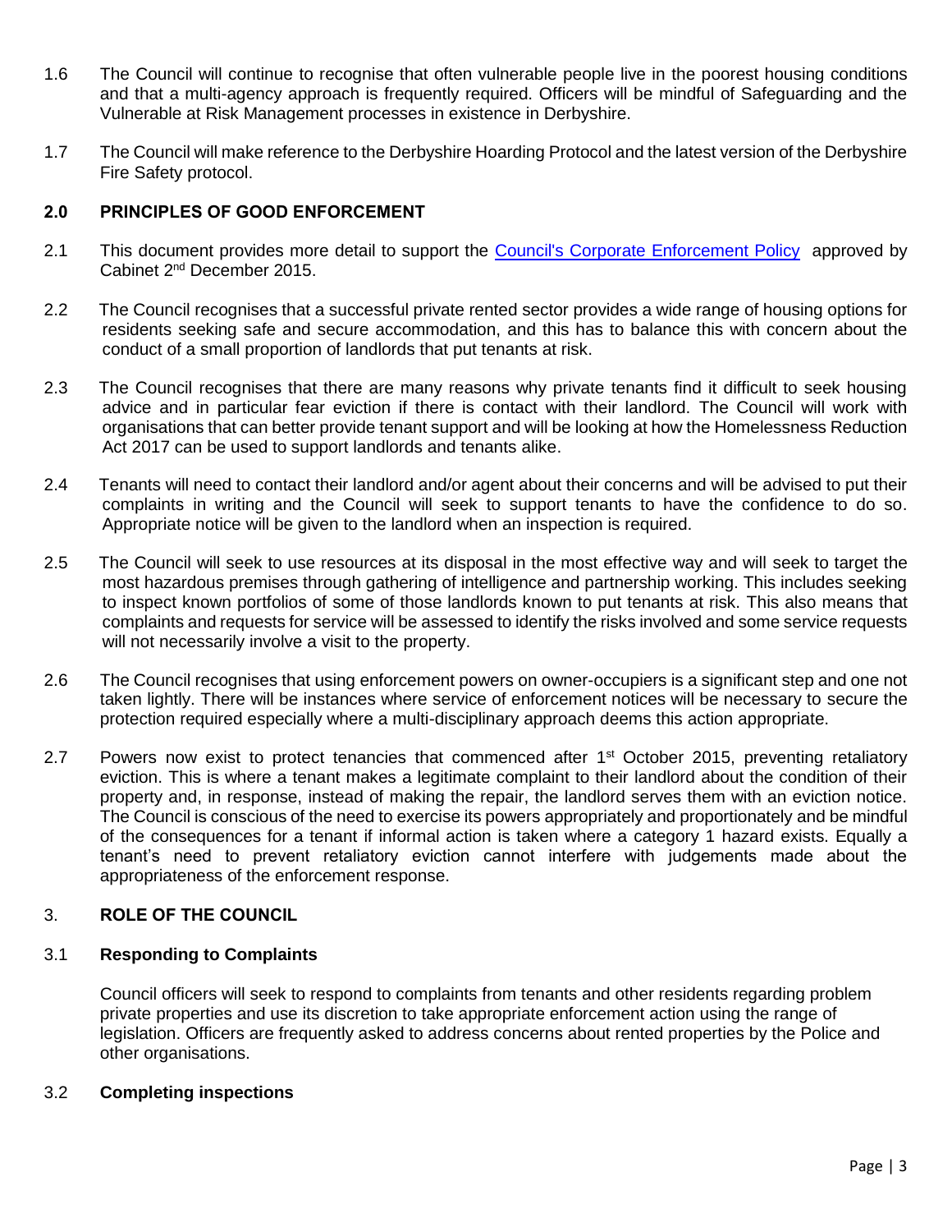1.6 The Council will continue to recognise that often vulnerable people live in the poorest housing conditions and that a multi-agency approach is frequently required. Officers will be mindful of Safeguarding and the Vulnerable at Risk Management processes in existence in Derbyshire.

1.7 The Council will make reference to the Derbyshire Hoarding Protocol and the latest version of the Derbyshire Fire Safety protocol.

## 2.0 PRINCIPLES OF GOOD ENFORCEMENT

2.1 This document provides more detail to support the [Council's Corporate Enforcement Policy](#) approved by Cabinet 2nd December 2015.

2.2 The Council recognises that a successful private rented sector provides a wide range of housing options for residents seeking safe and secure accommodation, and this has to balance this with concern about the conduct of a small proportion of landlords that put tenants at risk.

2.3 The Council recognises that there are many reasons why private tenants find it difficult to seek housing advice and in particular fear eviction if there is contact with their landlord. The Council will work with organisations that can better provide tenant support and will be looking at how the Homelessness Reduction Act 2017 can be used to support landlords and tenants alike.

2.4 Tenants will need to contact their landlord and/or agent about their concerns and will be advised to put their complaints in writing and the Council will seek to support tenants to have the confidence to do so. Appropriate notice will be given to the landlord when an inspection is required.

2.5 The Council will seek to use resources at its disposal in the most effective way and will seek to target the most hazardous premises through gathering of intelligence and partnership working. This includes seeking to inspect known portfolios of some of those landlords known to put tenants at risk. This also means that complaints and requests for service will be assessed to identify the risks involved and some service requests will not necessarily involve a visit to the property.

2.6 The Council recognises that using enforcement powers on owner-occupiers is a significant step and one not taken lightly. There will be instances where service of enforcement notices will be necessary to secure the protection required especially where a multi-disciplinary approach deems this action appropriate.

2.7 Powers now exist to protect tenancies that commenced after 1st October 2015, preventing retaliatory eviction. This is where a tenant makes a legitimate complaint to their landlord about the condition of their property and, in response, instead of making the repair, the landlord serves them with an eviction notice. The Council is conscious of the need to exercise its powers appropriately and proportionately and be mindful of the consequences for a tenant if informal action is taken where a category 1 hazard exists. Equally a tenant's need to prevent retaliatory eviction cannot interfere with judgements made about the appropriateness of the enforcement response.

## 3. ROLE OF THE COUNCIL

### 3.1 Responding to Complaints

Council officers will seek to respond to complaints from tenants and other residents regarding problem private properties and use its discretion to take appropriate enforcement action using the range of legislation. Officers are frequently asked to address concerns about rented properties by the Police and other organisations.

### 3.2 Completing inspections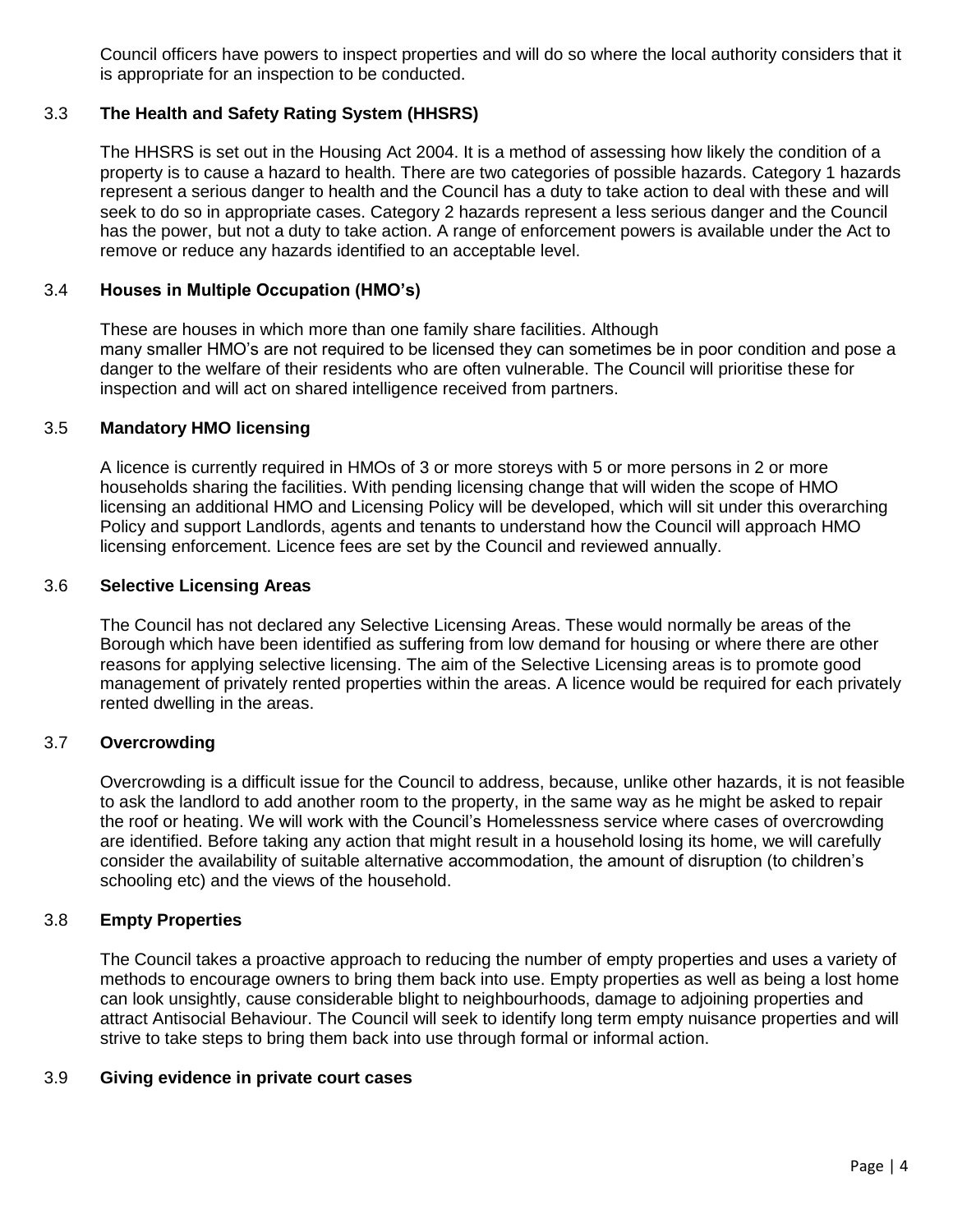Council officers have powers to inspect properties and will do so where the local authority considers that it is appropriate for an inspection to be conducted.

### 3.3 The Health and Safety Rating System (HHSRS)

The HHSRS is set out in the Housing Act 2004. It is a method of assessing how likely the condition of a property is to cause a hazard to health. There are two categories of possible hazards. Category 1 hazards represent a serious danger to health and the Council has a duty to take action to deal with these and will seek to do so in appropriate cases. Category 2 hazards represent a less serious danger and the Council has the power, but not a duty to take action. A range of enforcement powers is available under the Act to remove or reduce any hazards identified to an acceptable level.

### 3.4 Houses in Multiple Occupation (HMO's)

These are houses in which more than one family share facilities. Although many smaller HMO's are not required to be licensed they can sometimes be in poor condition and pose a danger to the welfare of their residents who are often vulnerable. The Council will prioritise these for inspection and will act on shared intelligence received from partners.

### 3.5 Mandatory HMO licensing

A licence is currently required in HMOs of 3 or more storeys with 5 or more persons in 2 or more households sharing the facilities. With pending licensing change that will widen the scope of HMO licensing an additional HMO and Licensing Policy will be developed, which will sit under this overarching Policy and support Landlords, agents and tenants to understand how the Council will approach HMO licensing enforcement. Licence fees are set by the Council and reviewed annually.

### 3.6 Selective Licensing Areas

The Council has not declared any Selective Licensing Areas. These would normally be areas of the Borough which have been identified as suffering from low demand for housing or where there are other reasons for applying selective licensing. The aim of the Selective Licensing areas is to promote good management of privately rented properties within the areas. A licence would be required for each privately rented dwelling in the areas.

### 3.7 Overcrowding

Overcrowding is a difficult issue for the Council to address, because, unlike other hazards, it is not feasible to ask the landlord to add another room to the property, in the same way as he might be asked to repair the roof or heating. We will work with the Council's Homelessness service where cases of overcrowding are identified. Before taking any action that might result in a household losing its home, we will carefully consider the availability of suitable alternative accommodation, the amount of disruption (to children's schooling etc) and the views of the household.

### 3.8 Empty Properties

The Council takes a proactive approach to reducing the number of empty properties and uses a variety of methods to encourage owners to bring them back into use. Empty properties as well as being a lost home can look unsightly, cause considerable blight to neighbourhoods, damage to adjoining properties and attract Antisocial Behaviour. The Council will seek to identify long term empty nuisance properties and will strive to take steps to bring them back into use through formal or informal action.

### 3.9 Giving evidence in private court cases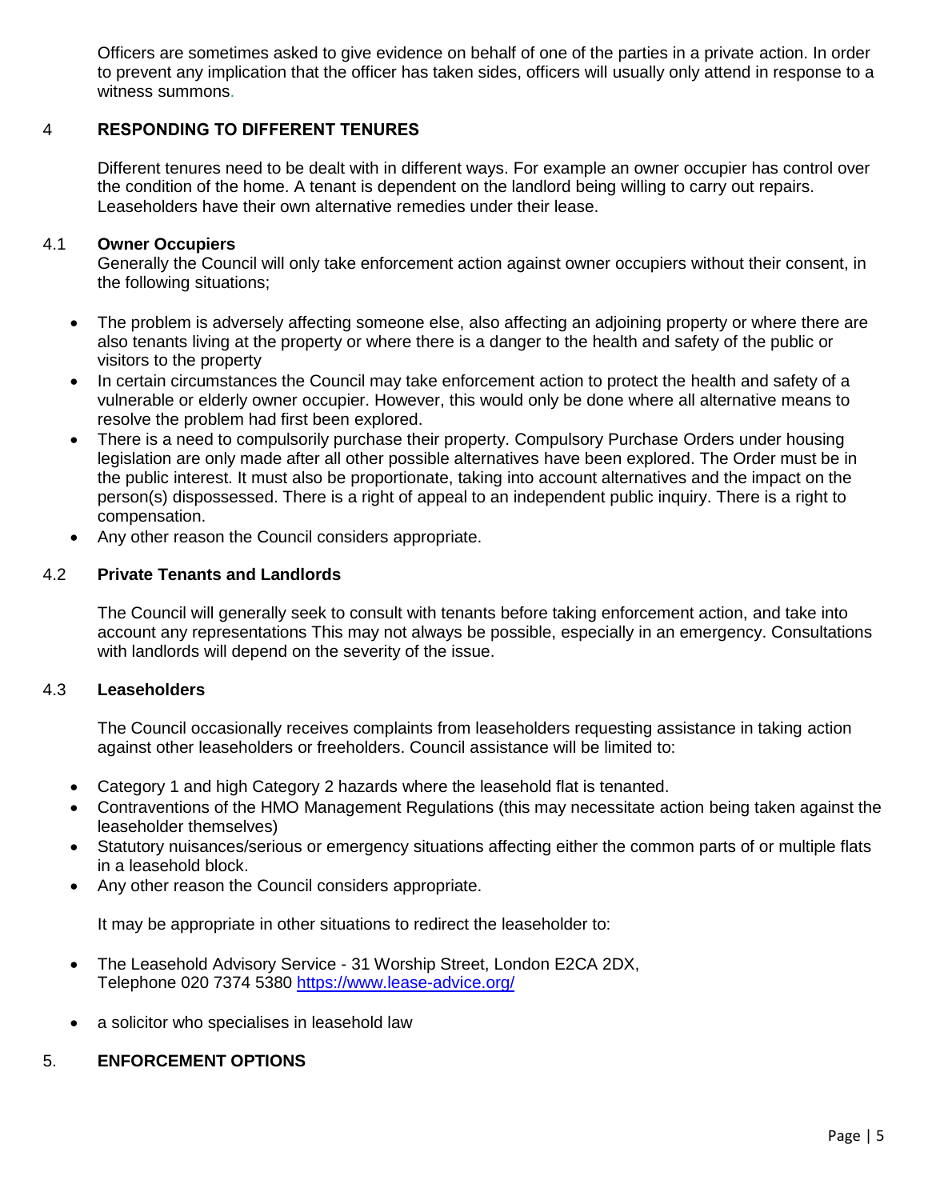Officers are sometimes asked to give evidence on behalf of one of the parties in a private action. In order to prevent any implication that the officer has taken sides, officers will usually only attend in response to a witness summons.

## 4 RESPONDING TO DIFFERENT TENURES

Different tenures need to be dealt with in different ways. For example an owner occupier has control over the condition of the home. A tenant is dependent on the landlord being willing to carry out repairs. Leaseholders have their own alternative remedies under their lease.

### 4.1 Owner Occupiers

Generally the Council will only take enforcement action against owner occupiers without their consent, in the following situations;

- The problem is adversely affecting someone else, also affecting an adjoining property or where there are also tenants living at the property or where there is a danger to the health and safety of the public or visitors to the property
- In certain circumstances the Council may take enforcement action to protect the health and safety of a vulnerable or elderly owner occupier. However, this would only be done where all alternative means to resolve the problem had first been explored.
- There is a need to compulsorily purchase their property. Compulsory Purchase Orders under housing legislation are only made after all other possible alternatives have been explored. The Order must be in the public interest. It must also be proportionate, taking into account alternatives and the impact on the person(s) dispossessed. There is a right of appeal to an independent public inquiry. There is a right to compensation.
- Any other reason the Council considers appropriate.

### 4.2 Private Tenants and Landlords

The Council will generally seek to consult with tenants before taking enforcement action, and take into account any representations This may not always be possible, especially in an emergency. Consultations with landlords will depend on the severity of the issue.

### 4.3 Leaseholders

The Council occasionally receives complaints from leaseholders requesting assistance in taking action against other leaseholders or freeholders. Council assistance will be limited to:

- Category 1 and high Category 2 hazards where the leasehold flat is tenanted.
- Contraventions of the HMO Management Regulations (this may necessitate action being taken against the leaseholder themselves)
- Statutory nuisances/serious or emergency situations affecting either the common parts of or multiple flats in a leasehold block.
- Any other reason the Council considers appropriate.

It may be appropriate in other situations to redirect the leaseholder to:

- The Leasehold Advisory Service - 31 Worship Street, London E2CA 2DX, Telephone 020 7374 5380 https://www.lease-advice.org/
- a solicitor who specialises in leasehold law

## 5. ENFORCEMENT OPTIONS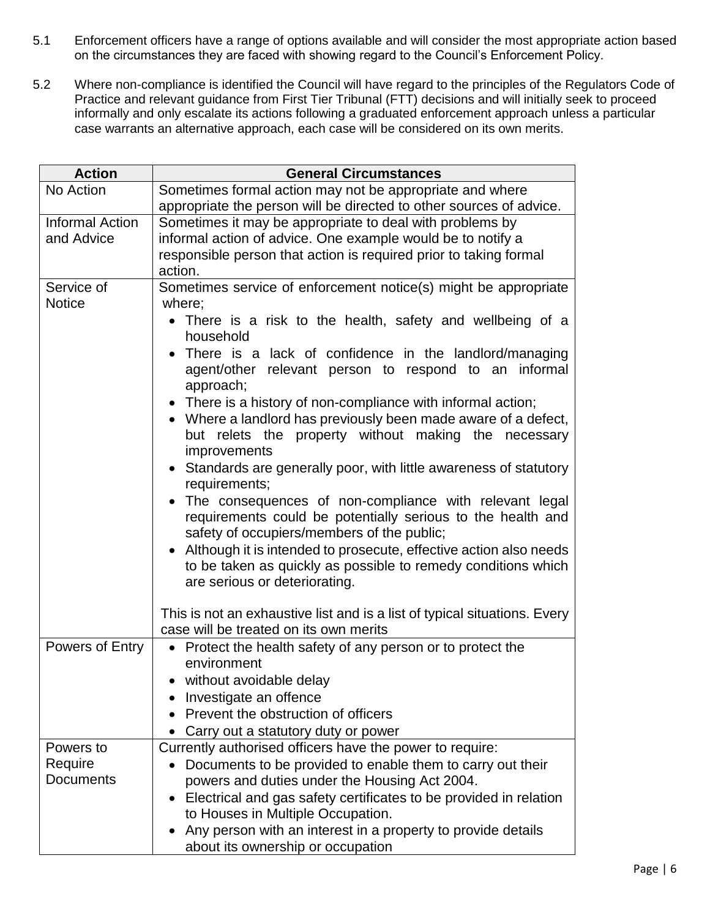5.1 Enforcement officers have a range of options available and will consider the most appropriate action based on the circumstances they are faced with showing regard to the Council's Enforcement Policy.

5.2 Where non-compliance is identified the Council will have regard to the principles of the Regulators Code of Practice and relevant guidance from First Tier Tribunal (FTT) decisions and will initially seek to proceed informally and only escalate its actions following a graduated enforcement approach unless a particular case warrants an alternative approach, each case will be considered on its own merits.

| Action | General Circumstances |
|---|---|
| No Action | Sometimes formal action may not be appropriate and where appropriate the person will be directed to other sources of advice. |
| Informal Action and Advice | Sometimes it may be appropriate to deal with problems by informal action of advice. One example would be to notify a responsible person that action is required prior to taking formal action. |
| Service of Notice | Sometimes service of enforcement notice(s) might be appropriate where;<br>• There is a risk to the health, safety and wellbeing of a household<br>• There is a lack of confidence in the landlord/managing agent/other relevant person to respond to an informal approach;<br>• There is a history of non-compliance with informal action;<br>• Where a landlord has previously been made aware of a defect, but relets the property without making the necessary improvements<br>• Standards are generally poor, with little awareness of statutory requirements;<br>• The consequences of non-compliance with relevant legal requirements could be potentially serious to the health and safety of occupiers/members of the public;<br>• Although it is intended to prosecute, effective action also needs to be taken as quickly as possible to remedy conditions which are serious or deteriorating.<br><br>This is not an exhaustive list and is a list of typical situations. Every case will be treated on its own merits |
| Powers of Entry | • Protect the health safety of any person or to protect the environment<br>• without avoidable delay<br>• Investigate an offence<br>• Prevent the obstruction of officers<br>• Carry out a statutory duty or power |
| Powers to Require Documents | Currently authorised officers have the power to require:<br>• Documents to be provided to enable them to carry out their powers and duties under the Housing Act 2004.<br>• Electrical and gas safety certificates to be provided in relation to Houses in Multiple Occupation.<br>• Any person with an interest in a property to provide details about its ownership or occupation |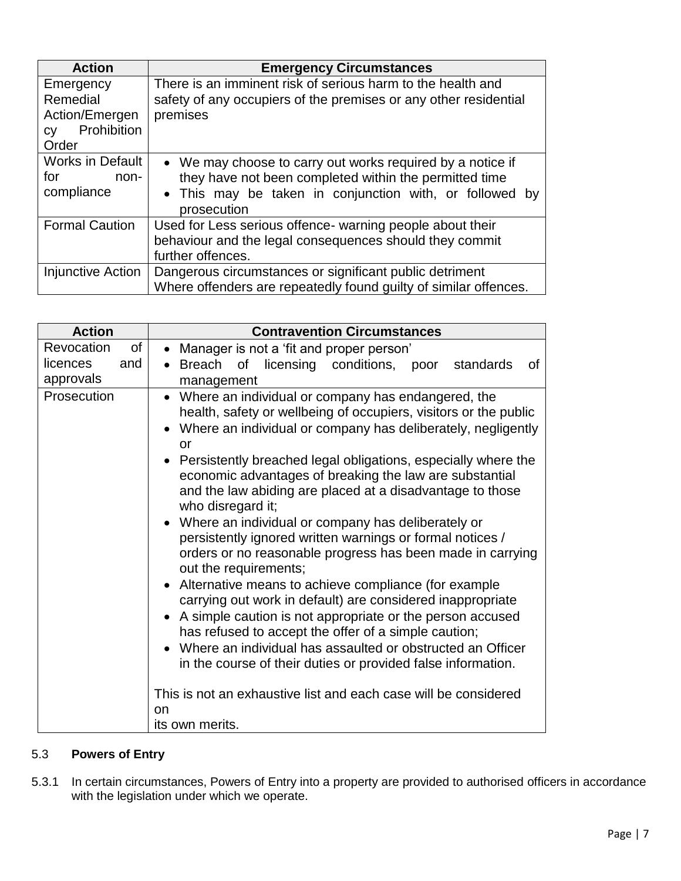| Action | Emergency Circumstances |
| --- | --- |
| Emergency Remedial Action/Emergency Prohibition Order | There is an imminent risk of serious harm to the health and safety of any occupiers of the premises or any other residential premises |
| Works in Default for non-compliance | • We may choose to carry out works required by a notice if they have not been completed within the permitted time<br>• This may be taken in conjunction with, or followed by prosecution |
| Formal Caution | Used for Less serious offence- warning people about their behaviour and the legal consequences should they commit further offences. |
| Injunctive Action | Dangerous circumstances or significant public detriment<br>Where offenders are repeatedly found guilty of similar offences. |

| Action | Contravention Circumstances |
| --- | --- |
| Revocation of licences and approvals | • Manager is not a 'fit and proper person'<br>• Breach of licensing conditions, poor standards of management |
| Prosecution | • Where an individual or company has endangered, the health, safety or wellbeing of occupiers, visitors or the public<br>• Where an individual or company has deliberately, negligently or<br>• Persistently breached legal obligations, especially where the economic advantages of breaking the law are substantial and the law abiding are placed at a disadvantage to those who disregard it;<br>• Where an individual or company has deliberately or persistently ignored written warnings or formal notices / orders or no reasonable progress has been made in carrying out the requirements;<br>• Alternative means to achieve compliance (for example carrying out work in default) are considered inappropriate<br>• A simple caution is not appropriate or the person accused has refused to accept the offer of a simple caution;<br>• Where an individual has assaulted or obstructed an Officer in the course of their duties or provided false information.<br><br>This is not an exhaustive list and each case will be considered on its own merits. |

### 5.3 Powers of Entry

5.3.1 In certain circumstances, Powers of Entry into a property are provided to authorised officers in accordance with the legislation under which we operate.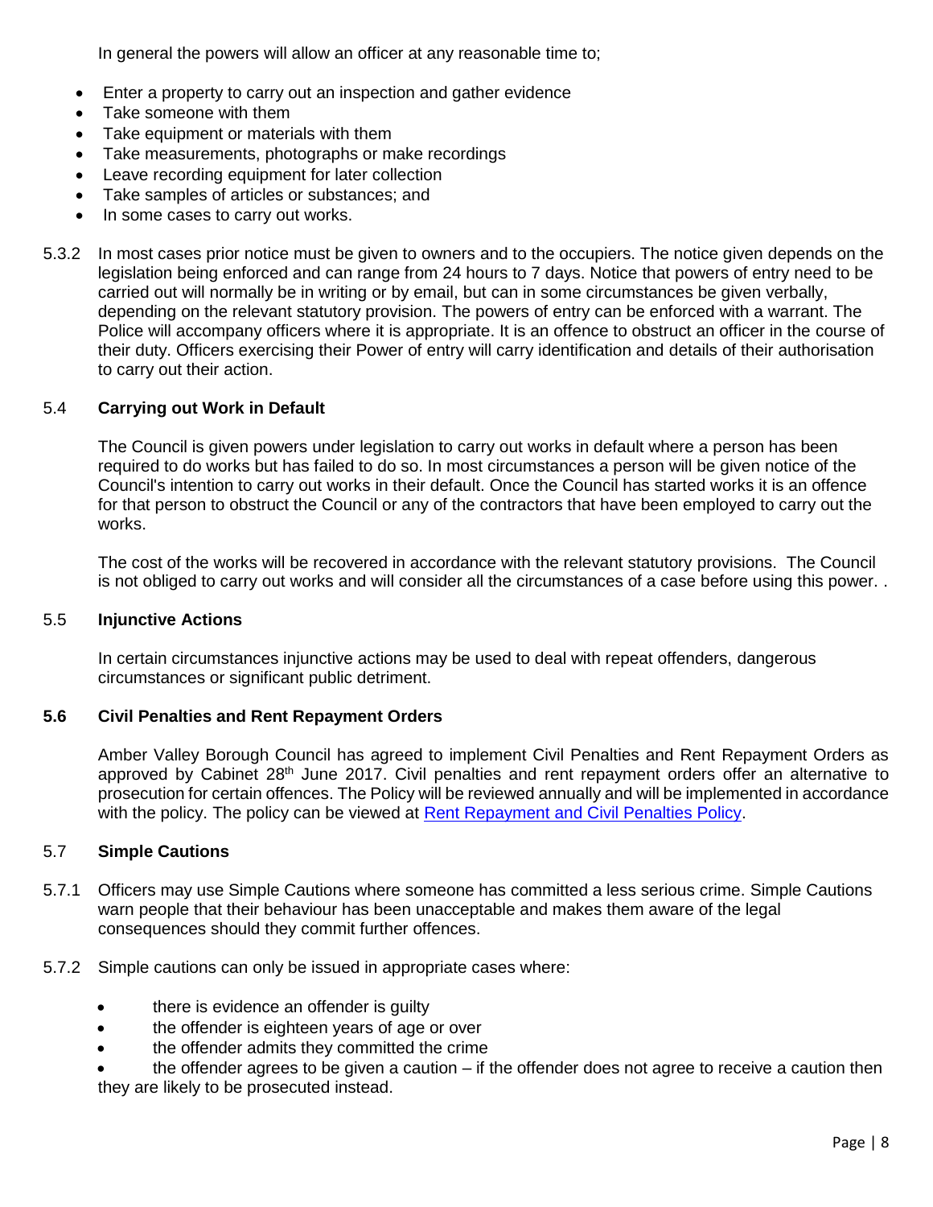In general the powers will allow an officer at any reasonable time to;

- Enter a property to carry out an inspection and gather evidence
- Take someone with them
- Take equipment or materials with them
- Take measurements, photographs or make recordings
- Leave recording equipment for later collection
- Take samples of articles or substances; and
- In some cases to carry out works.

5.3.2 In most cases prior notice must be given to owners and to the occupiers. The notice given depends on the legislation being enforced and can range from 24 hours to 7 days. Notice that powers of entry need to be carried out will normally be in writing or by email, but can in some circumstances be given verbally, depending on the relevant statutory provision. The powers of entry can be enforced with a warrant. The Police will accompany officers where it is appropriate. It is an offence to obstruct an officer in the course of their duty. Officers exercising their Power of entry will carry identification and details of their authorisation to carry out their action.

## 5.4 Carrying out Work in Default

The Council is given powers under legislation to carry out works in default where a person has been required to do works but has failed to do so. In most circumstances a person will be given notice of the Council's intention to carry out works in their default. Once the Council has started works it is an offence for that person to obstruct the Council or any of the contractors that have been employed to carry out the works.

The cost of the works will be recovered in accordance with the relevant statutory provisions. The Council is not obliged to carry out works and will consider all the circumstances of a case before using this power. .

## 5.5 Injunctive Actions

In certain circumstances injunctive actions may be used to deal with repeat offenders, dangerous circumstances or significant public detriment.

## 5.6 Civil Penalties and Rent Repayment Orders

Amber Valley Borough Council has agreed to implement Civil Penalties and Rent Repayment Orders as approved by Cabinet 28th June 2017. Civil penalties and rent repayment orders offer an alternative to prosecution for certain offences. The Policy will be reviewed annually and will be implemented in accordance with the policy. The policy can be viewed at Rent Repayment and Civil Penalties Policy.

## 5.7 Simple Cautions

5.7.1 Officers may use Simple Cautions where someone has committed a less serious crime. Simple Cautions warn people that their behaviour has been unacceptable and makes them aware of the legal consequences should they commit further offences.

5.7.2 Simple cautions can only be issued in appropriate cases where:

- there is evidence an offender is guilty
- the offender is eighteen years of age or over
- the offender admits they committed the crime
- the offender agrees to be given a caution – if the offender does not agree to receive a caution then they are likely to be prosecuted instead.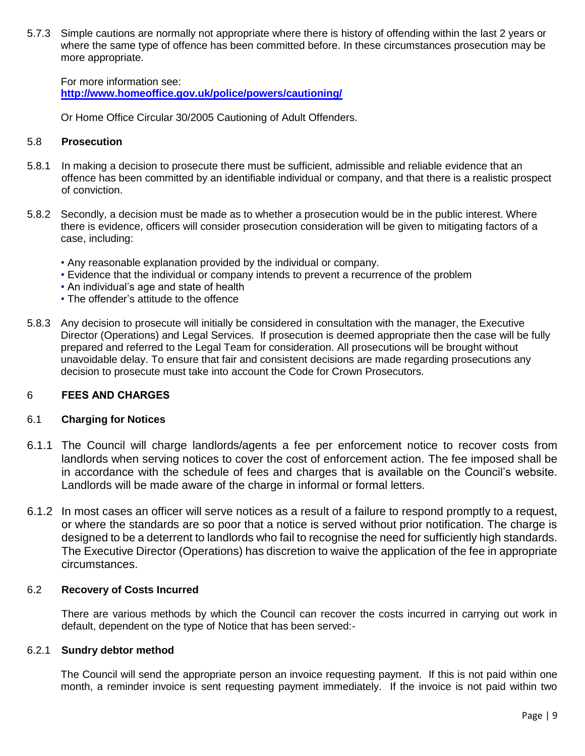5.7.3 Simple cautions are normally not appropriate where there is history of offending within the last 2 years or where the same type of offence has been committed before. In these circumstances prosecution may be more appropriate.

For more information see:
**http://www.homeoffice.gov.uk/police/powers/cautioning/**

Or Home Office Circular 30/2005 Cautioning of Adult Offenders.

### 5.8 Prosecution

5.8.1 In making a decision to prosecute there must be sufficient, admissible and reliable evidence that an offence has been committed by an identifiable individual or company, and that there is a realistic prospect of conviction.

5.8.2 Secondly, a decision must be made as to whether a prosecution would be in the public interest. Where there is evidence, officers will consider prosecution consideration will be given to mitigating factors of a case, including:

- Any reasonable explanation provided by the individual or company.
- Evidence that the individual or company intends to prevent a recurrence of the problem
- An individual's age and state of health
- The offender's attitude to the offence

5.8.3 Any decision to prosecute will initially be considered in consultation with the manager, the Executive Director (Operations) and Legal Services. If prosecution is deemed appropriate then the case will be fully prepared and referred to the Legal Team for consideration. All prosecutions will be brought without unavoidable delay. To ensure that fair and consistent decisions are made regarding prosecutions any decision to prosecute must take into account the Code for Crown Prosecutors.

## 6 FEES AND CHARGES

### 6.1 Charging for Notices

6.1.1 The Council will charge landlords/agents a fee per enforcement notice to recover costs from landlords when serving notices to cover the cost of enforcement action. The fee imposed shall be in accordance with the schedule of fees and charges that is available on the Council's website. Landlords will be made aware of the charge in informal or formal letters.

6.1.2 In most cases an officer will serve notices as a result of a failure to respond promptly to a request, or where the standards are so poor that a notice is served without prior notification. The charge is designed to be a deterrent to landlords who fail to recognise the need for sufficiently high standards. The Executive Director (Operations) has discretion to waive the application of the fee in appropriate circumstances.

### 6.2 Recovery of Costs Incurred

There are various methods by which the Council can recover the costs incurred in carrying out work in default, dependent on the type of Notice that has been served:-

#### 6.2.1 Sundry debtor method

The Council will send the appropriate person an invoice requesting payment. If this is not paid within one month, a reminder invoice is sent requesting payment immediately. If the invoice is not paid within two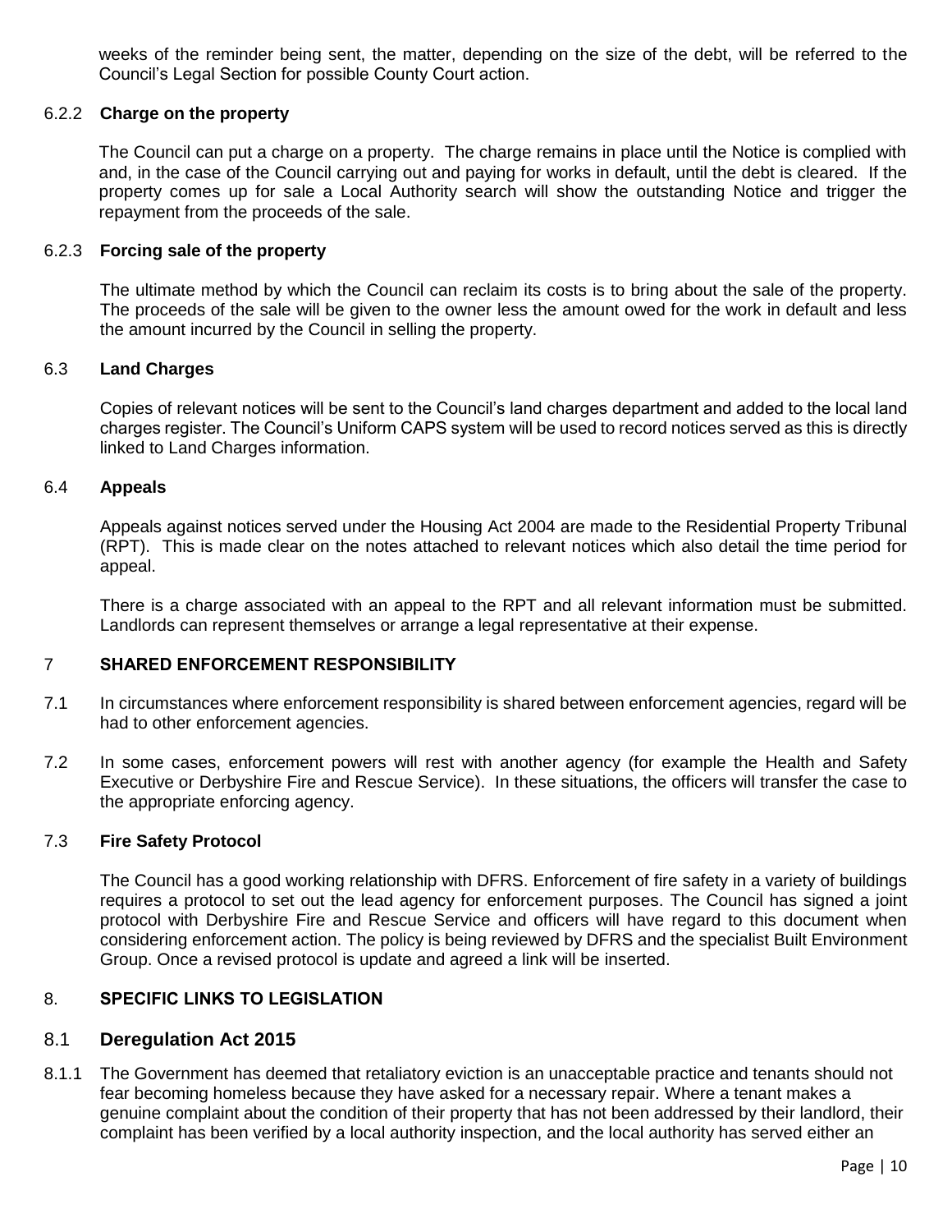weeks of the reminder being sent, the matter, depending on the size of the debt, will be referred to the Council's Legal Section for possible County Court action.

#### 6.2.2 Charge on the property

The Council can put a charge on a property. The charge remains in place until the Notice is complied with and, in the case of the Council carrying out and paying for works in default, until the debt is cleared. If the property comes up for sale a Local Authority search will show the outstanding Notice and trigger the repayment from the proceeds of the sale.

#### 6.2.3 Forcing sale of the property

The ultimate method by which the Council can reclaim its costs is to bring about the sale of the property. The proceeds of the sale will be given to the owner less the amount owed for the work in default and less the amount incurred by the Council in selling the property.

### 6.3 Land Charges

Copies of relevant notices will be sent to the Council's land charges department and added to the local land charges register. The Council's Uniform CAPS system will be used to record notices served as this is directly linked to Land Charges information.

### 6.4 Appeals

Appeals against notices served under the Housing Act 2004 are made to the Residential Property Tribunal (RPT). This is made clear on the notes attached to relevant notices which also detail the time period for appeal.

There is a charge associated with an appeal to the RPT and all relevant information must be submitted. Landlords can represent themselves or arrange a legal representative at their expense.

## 7 SHARED ENFORCEMENT RESPONSIBILITY

7.1 In circumstances where enforcement responsibility is shared between enforcement agencies, regard will be had to other enforcement agencies.

7.2 In some cases, enforcement powers will rest with another agency (for example the Health and Safety Executive or Derbyshire Fire and Rescue Service). In these situations, the officers will transfer the case to the appropriate enforcing agency.

### 7.3 Fire Safety Protocol

The Council has a good working relationship with DFRS. Enforcement of fire safety in a variety of buildings requires a protocol to set out the lead agency for enforcement purposes. The Council has signed a joint protocol with Derbyshire Fire and Rescue Service and officers will have regard to this document when considering enforcement action. The policy is being reviewed by DFRS and the specialist Built Environment Group. Once a revised protocol is update and agreed a link will be inserted.

## 8. SPECIFIC LINKS TO LEGISLATION

### 8.1 Deregulation Act 2015

8.1.1 The Government has deemed that retaliatory eviction is an unacceptable practice and tenants should not fear becoming homeless because they have asked for a necessary repair. Where a tenant makes a genuine complaint about the condition of their property that has not been addressed by their landlord, their complaint has been verified by a local authority inspection, and the local authority has served either an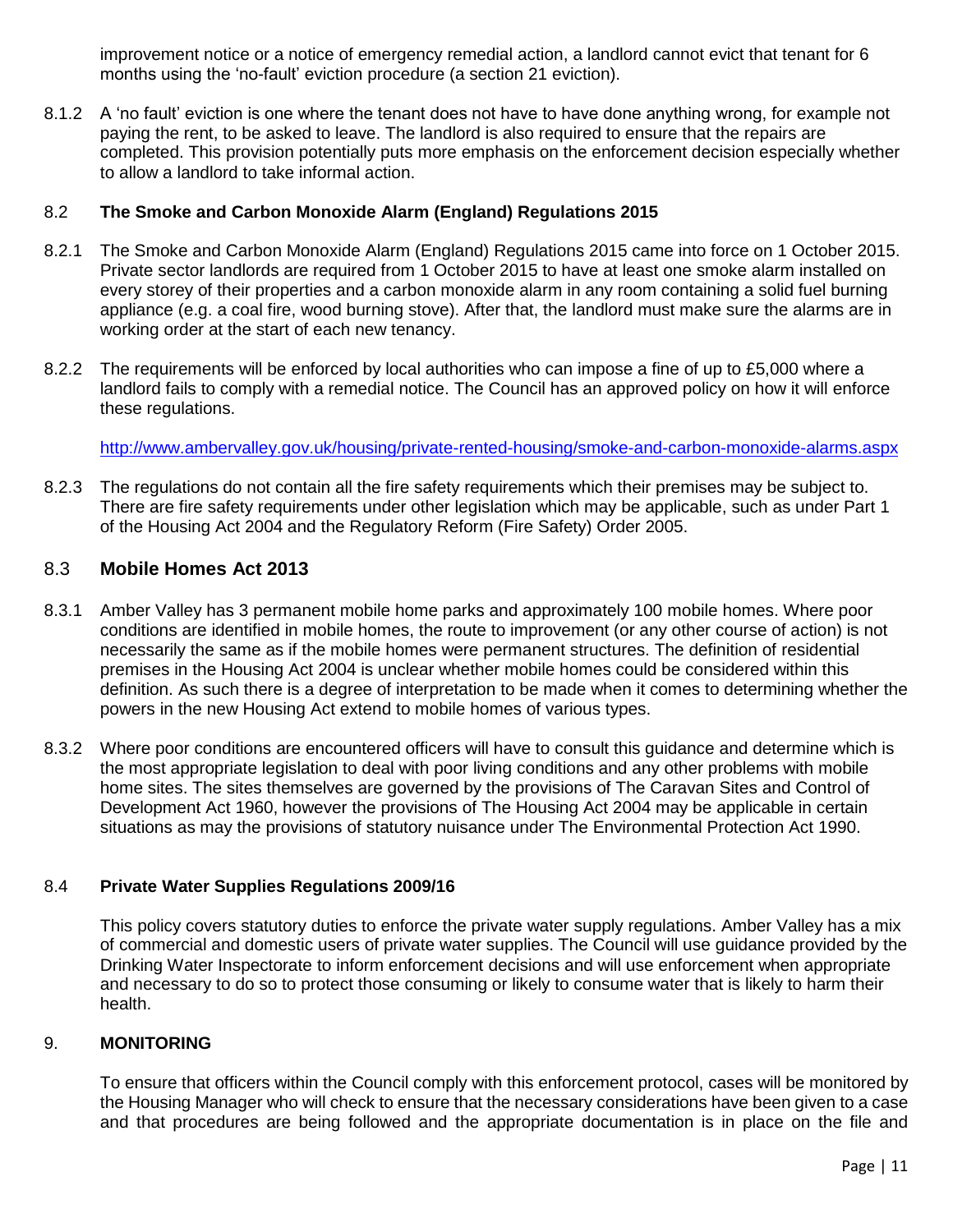improvement notice or a notice of emergency remedial action, a landlord cannot evict that tenant for 6 months using the 'no-fault' eviction procedure (a section 21 eviction).

8.1.2 A 'no fault' eviction is one where the tenant does not have to have done anything wrong, for example not paying the rent, to be asked to leave. The landlord is also required to ensure that the repairs are completed. This provision potentially puts more emphasis on the enforcement decision especially whether to allow a landlord to take informal action.

### 8.2 The Smoke and Carbon Monoxide Alarm (England) Regulations 2015

8.2.1 The Smoke and Carbon Monoxide Alarm (England) Regulations 2015 came into force on 1 October 2015. Private sector landlords are required from 1 October 2015 to have at least one smoke alarm installed on every storey of their properties and a carbon monoxide alarm in any room containing a solid fuel burning appliance (e.g. a coal fire, wood burning stove). After that, the landlord must make sure the alarms are in working order at the start of each new tenancy.

8.2.2 The requirements will be enforced by local authorities who can impose a fine of up to £5,000 where a landlord fails to comply with a remedial notice. The Council has an approved policy on how it will enforce these regulations.

http://www.ambervalley.gov.uk/housing/private-rented-housing/smoke-and-carbon-monoxide-alarms.aspx

8.2.3 The regulations do not contain all the fire safety requirements which their premises may be subject to. There are fire safety requirements under other legislation which may be applicable, such as under Part 1 of the Housing Act 2004 and the Regulatory Reform (Fire Safety) Order 2005.

### 8.3 Mobile Homes Act 2013

8.3.1 Amber Valley has 3 permanent mobile home parks and approximately 100 mobile homes. Where poor conditions are identified in mobile homes, the route to improvement (or any other course of action) is not necessarily the same as if the mobile homes were permanent structures. The definition of residential premises in the Housing Act 2004 is unclear whether mobile homes could be considered within this definition. As such there is a degree of interpretation to be made when it comes to determining whether the powers in the new Housing Act extend to mobile homes of various types.

8.3.2 Where poor conditions are encountered officers will have to consult this guidance and determine which is the most appropriate legislation to deal with poor living conditions and any other problems with mobile home sites. The sites themselves are governed by the provisions of The Caravan Sites and Control of Development Act 1960, however the provisions of The Housing Act 2004 may be applicable in certain situations as may the provisions of statutory nuisance under The Environmental Protection Act 1990.

### 8.4 Private Water Supplies Regulations 2009/16

This policy covers statutory duties to enforce the private water supply regulations. Amber Valley has a mix of commercial and domestic users of private water supplies. The Council will use guidance provided by the Drinking Water Inspectorate to inform enforcement decisions and will use enforcement when appropriate and necessary to do so to protect those consuming or likely to consume water that is likely to harm their health.

## 9. MONITORING

To ensure that officers within the Council comply with this enforcement protocol, cases will be monitored by the Housing Manager who will check to ensure that the necessary considerations have been given to a case and that procedures are being followed and the appropriate documentation is in place on the file and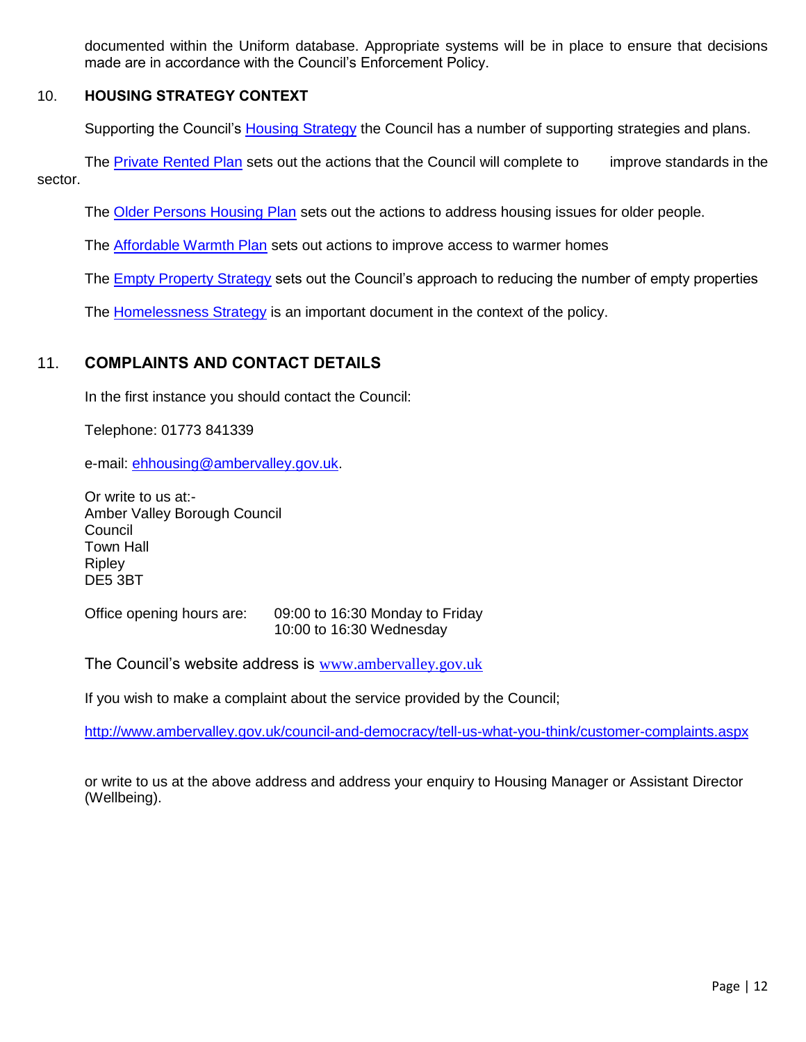documented within the Uniform database. Appropriate systems will be in place to ensure that decisions made are in accordance with the Council's Enforcement Policy.

## 10. HOUSING STRATEGY CONTEXT

Supporting the Council's Housing Strategy the Council has a number of supporting strategies and plans.

The Private Rented Plan sets out the actions that the Council will complete to improve standards in the sector.

The Older Persons Housing Plan sets out the actions to address housing issues for older people.

The Affordable Warmth Plan sets out actions to improve access to warmer homes

The Empty Property Strategy sets out the Council's approach to reducing the number of empty properties

The Homelessness Strategy is an important document in the context of the policy.

## 11. COMPLAINTS AND CONTACT DETAILS

In the first instance you should contact the Council:

Telephone: 01773 841339

e-mail: ehhousing@ambervalley.gov.uk.

Or write to us at:-
Amber Valley Borough Council
Council
Town Hall
Ripley
DE5 3BT

Office opening hours are: 09:00 to 16:30 Monday to Friday
10:00 to 16:30 Wednesday

The Council's website address is www.ambervalley.gov.uk

If you wish to make a complaint about the service provided by the Council;

http://www.ambervalley.gov.uk/council-and-democracy/tell-us-what-you-think/customer-complaints.aspx

or write to us at the above address and address your enquiry to Housing Manager or Assistant Director (Wellbeing).